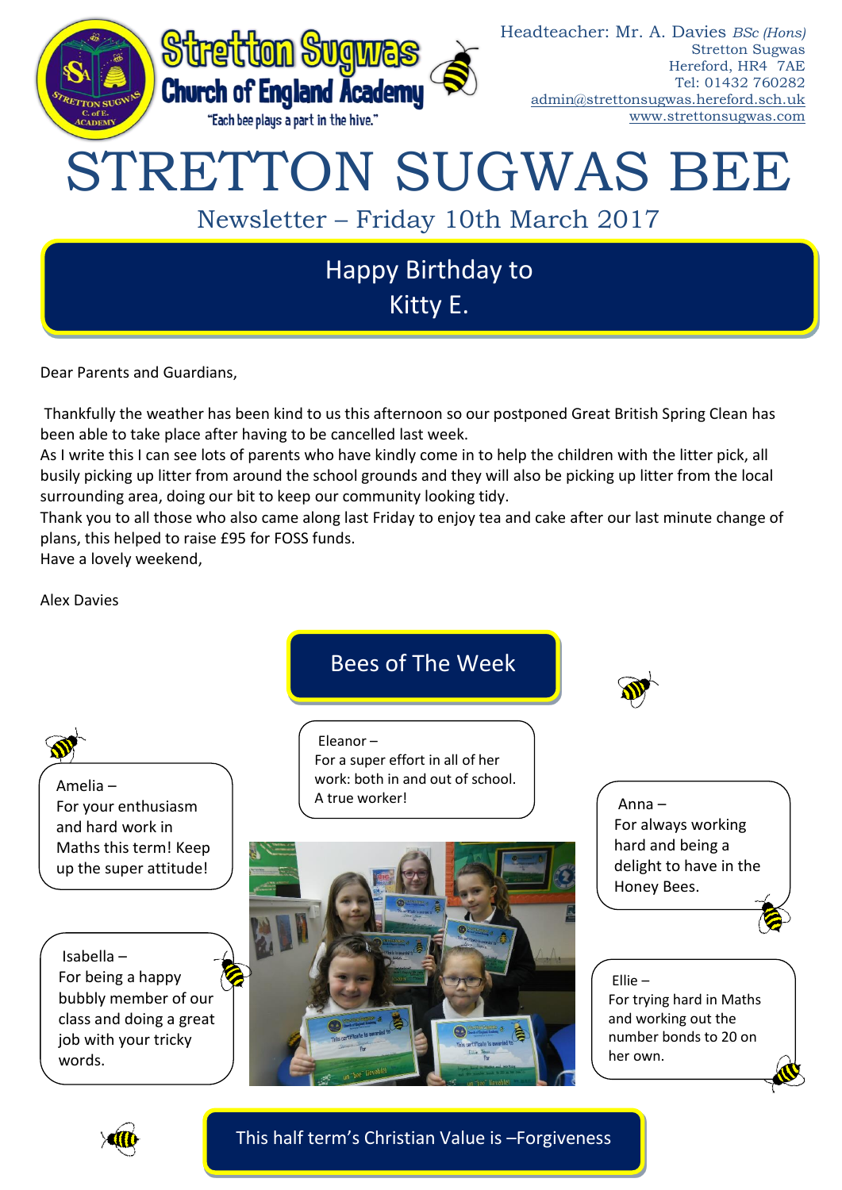Stretton Sugwas Church of England Academy

"Each bee plays a part in the hive."

Headteacher: Mr. A. Davies *BSc (Hons)*
Stretton Sugwas
Hereford, HR4 7AE
Tel: 01432 760282
admin@strettonsugwas.hereford.sch.uk
www.strettonsugwas.com

# STRETTON SUGWAS BEE

Newsletter – Friday 10th March 2017

## Happy Birthday to Kitty E.

Dear Parents and Guardians,

Thankfully the weather has been kind to us this afternoon so our postponed Great British Spring Clean has been able to take place after having to be cancelled last week.

As I write this I can see lots of parents who have kindly come in to help the children with the litter pick, all busily picking up litter from around the school grounds and they will also be picking up litter from the local surrounding area, doing our bit to keep our community looking tidy.

Thank you to all those who also came along last Friday to enjoy tea and cake after our last minute change of plans, this helped to raise £95 for FOSS funds.

Have a lovely weekend,

Alex Davies

## Bees of The Week

Amelia – For your enthusiasm and hard work in Maths this term! Keep up the super attitude!

Eleanor – For a super effort in all of her work: both in and out of school. A true worker!

Anna – For always working hard and being a delight to have in the Honey Bees.

Isabella – For being a happy bubbly member of our class and doing a great job with your tricky words.

Ellie – For trying hard in Maths and working out the number bonds to 20 on her own.

## This half term's Christian Value is –Forgiveness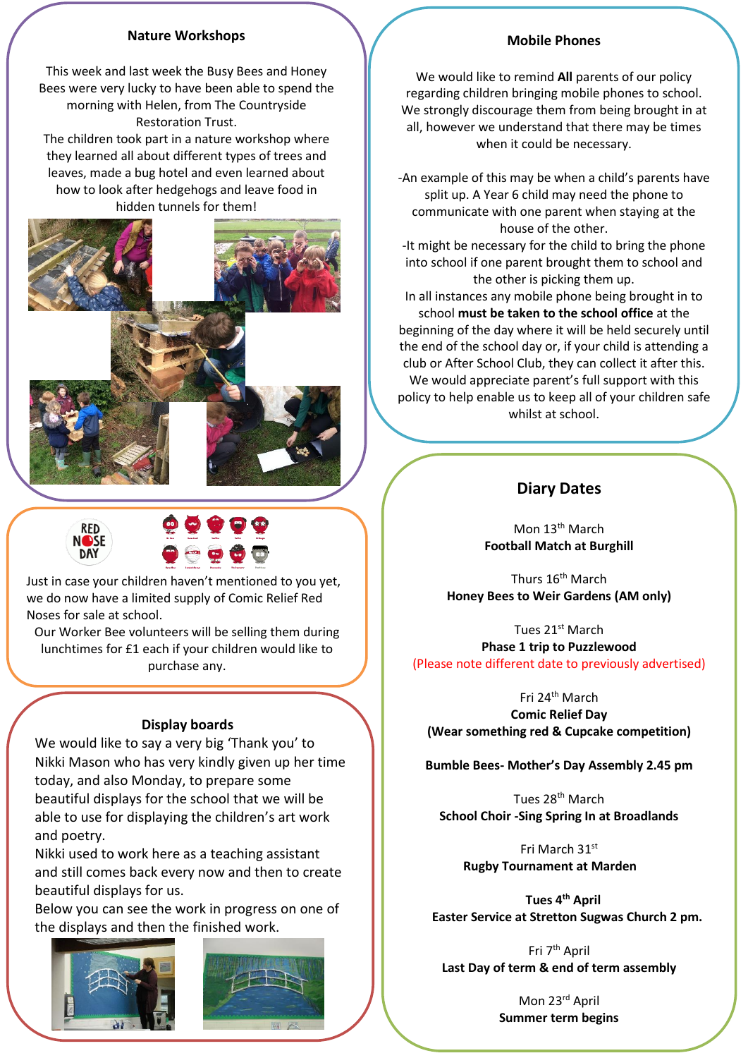## Nature Workshops

This week and last week the Busy Bees and Honey Bees were very lucky to have been able to spend the morning with Helen, from The Countryside Restoration Trust.

The children took part in a nature workshop where they learned all about different types of trees and leaves, made a bug hotel and even learned about how to look after hedgehogs and leave food in hidden tunnels for them!

## Mobile Phones

We would like to remind **All** parents of our policy regarding children bringing mobile phones to school. We strongly discourage them from being brought in at all, however we understand that there may be times when it could be necessary.

-An example of this may be when a child's parents have split up. A Year 6 child may need the phone to communicate with one parent when staying at the house of the other.

-It might be necessary for the child to bring the phone into school if one parent brought them to school and the other is picking them up.

In all instances any mobile phone being brought in to school **must be taken to the school office** at the beginning of the day where it will be held securely until the end of the school day or, if your child is attending a club or After School Club, they can collect it after this.

We would appreciate parent's full support with this policy to help enable us to keep all of your children safe whilst at school.

RED NOSE DAY

Just in case your children haven't mentioned to you yet, we do now have a limited supply of Comic Relief Red Noses for sale at school.

Our Worker Bee volunteers will be selling them during lunchtimes for £1 each if your children would like to purchase any.

## Display boards

We would like to say a very big 'Thank you' to Nikki Mason who has very kindly given up her time today, and also Monday, to prepare some beautiful displays for the school that we will be able to use for displaying the children's art work and poetry.

Nikki used to work here as a teaching assistant and still comes back every now and then to create beautiful displays for us.

Below you can see the work in progress on one of the displays and then the finished work.

## Diary Dates

Mon 13th March
**Football Match at Burghill**

Thurs 16th March
**Honey Bees to Weir Gardens (AM only)**

Tues 21st March
**Phase 1 trip to Puzzlewood**
(Please note different date to previously advertised)

Fri 24th March
**Comic Relief Day**
**(Wear something red & Cupcake competition)**

**Bumble Bees- Mother's Day Assembly 2.45 pm**

Tues 28th March
**School Choir -Sing Spring In at Broadlands**

Fri March 31st
**Rugby Tournament at Marden**

**Tues 4th April**
**Easter Service at Stretton Sugwas Church 2 pm.**

Fri 7th April
**Last Day of term & end of term assembly**

Mon 23rd April
**Summer term begins**